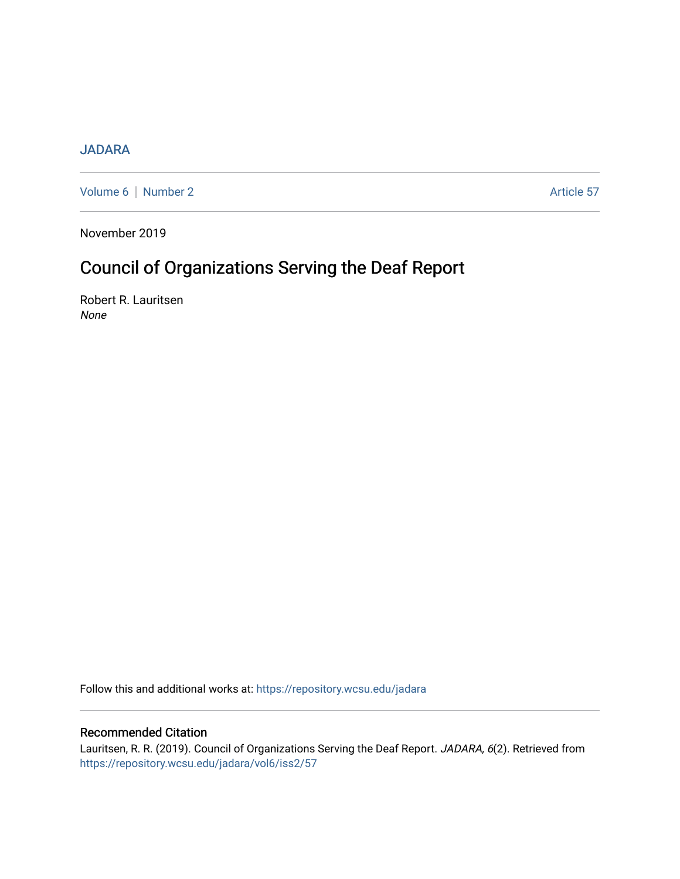JADARA

Volume 6 | Number 2 Article 57

November 2019

# Council of Organizations Serving the Deaf Report

Robert R. Lauritsen
*None*

Follow this and additional works at: https://repository.wcsu.edu/jadara

## Recommended Citation

Lauritsen, R. R. (2019). Council of Organizations Serving the Deaf Report. *JADARA, 6*(2). Retrieved from https://repository.wcsu.edu/jadara/vol6/iss2/57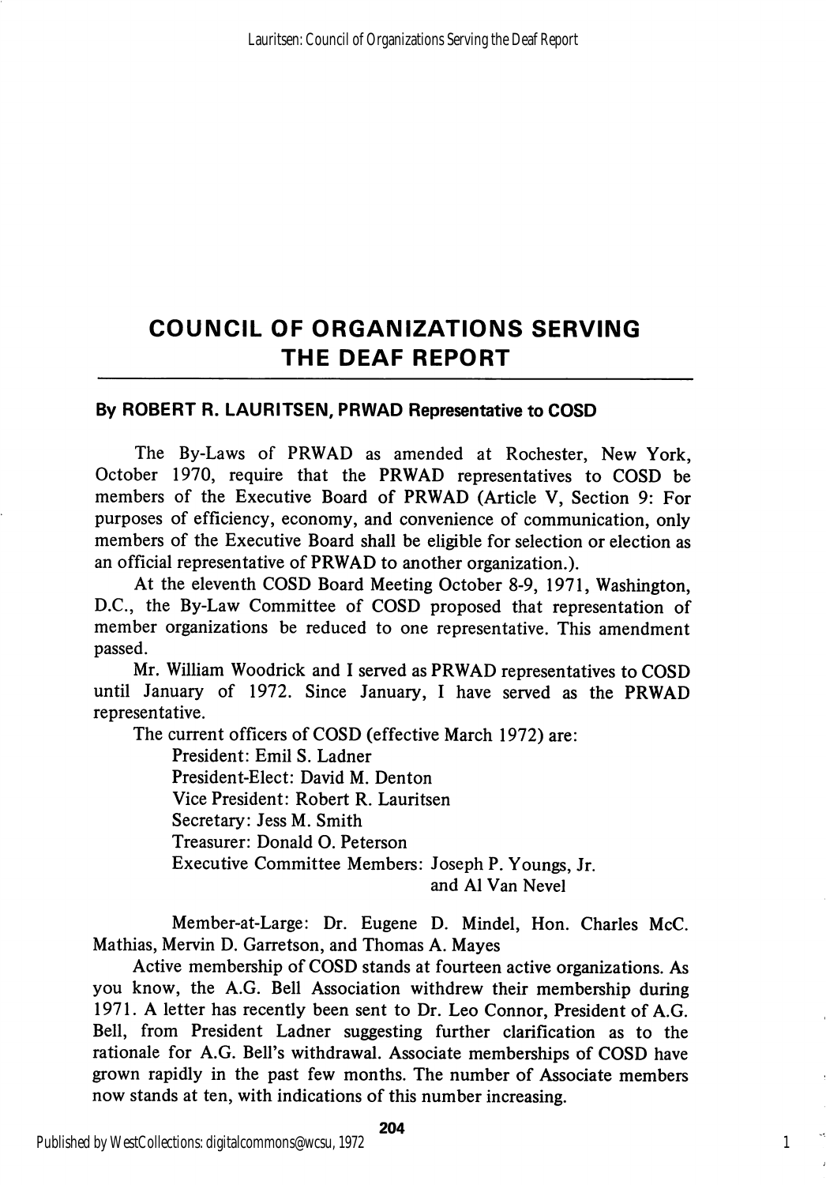# COUNCIL OF ORGANIZATIONS SERVING THE DEAF REPORT

### By ROBERT R. LAURITSEN, PRWAD Representative to COSD

The By-Laws of PRWAD as amended at Rochester, New York, October 1970, require that the PRWAD representatives to COSD be members of the Executive Board of PRWAD (Article V, Section 9: For purposes of efficiency, economy, and convenience of communication, only members of the Executive Board shall be eligible for selection or election as an official representative of PRWAD to another organization.).

At the eleventh COSD Board Meeting October 8-9, 1971, Washington, D.C., the By-Law Committee of COSD proposed that representation of member organizations be reduced to one representative. This amendment passed.

Mr. William Woodrick and I served as PRWAD representatives to COSD until January of 1972. Since January, I have served as the PRWAD representative.

The current officers of COSD (effective March 1972) are:

President: Emil S. Ladner
President-Elect: David M. Denton
Vice President: Robert R. Lauritsen
Secretary: Jess M. Smith
Treasurer: Donald O. Peterson
Executive Committee Members: Joseph P. Youngs, Jr. and Al Van Nevel

Member-at-Large: Dr. Eugene D. Mindel, Hon. Charles McC. Mathias, Mervin D. Garretson, and Thomas A. Mayes

Active membership of COSD stands at fourteen active organizations. As you know, the A.G. Bell Association withdrew their membership during 1971. A letter has recently been sent to Dr. Leo Connor, President of A.G. Bell, from President Ladner suggesting further clarification as to the rationale for A.G. Bell's withdrawal. Associate memberships of COSD have grown rapidly in the past few months. The number of Associate members now stands at ten, with indications of this number increasing.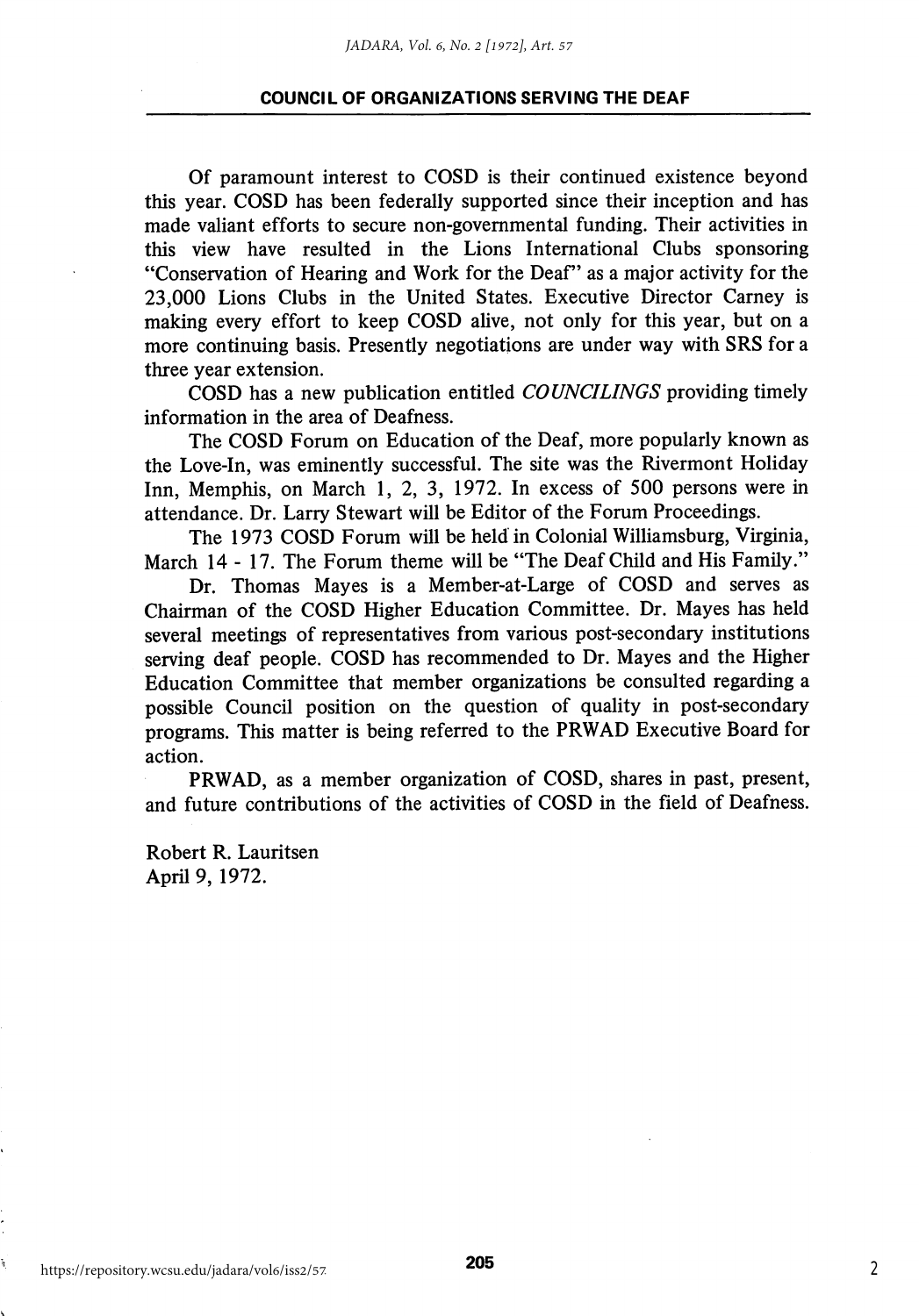Of paramount interest to COSD is their continued existence beyond this year. COSD has been federally supported since their inception and has made valiant efforts to secure non-governmental funding. Their activities in this view have resulted in the Lions International Clubs sponsoring "Conservation of Hearing and Work for the Deaf" as a major activity for the 23,000 Lions Clubs in the United States. Executive Director Carney is making every effort to keep COSD alive, not only for this year, but on a more continuing basis. Presently negotiations are under way with SRS for a three year extension.

COSD has a new publication entitled *COUNCILINGS* providing timely information in the area of Deafness.

The COSD Forum on Education of the Deaf, more popularly known as the Love-In, was eminently successful. The site was the Rivermont Holiday Inn, Memphis, on March 1, 2, 3, 1972. In excess of 500 persons were in attendance. Dr. Larry Stewart will be Editor of the Forum Proceedings.

The 1973 COSD Forum will be held in Colonial Williamsburg, Virginia, March 14 - 17. The Forum theme will be "The Deaf Child and His Family."

Dr. Thomas Mayes is a Member-at-Large of COSD and serves as Chairman of the COSD Higher Education Committee. Dr. Mayes has held several meetings of representatives from various post-secondary institutions serving deaf people. COSD has recommended to Dr. Mayes and the Higher Education Committee that member organizations be consulted regarding a possible Council position on the question of quality in post-secondary programs. This matter is being referred to the PRWAD Executive Board for action.

PRWAD, as a member organization of COSD, shares in past, present, and future contributions of the activities of COSD in the field of Deafness.

Robert R. Lauritsen
April 9, 1972.